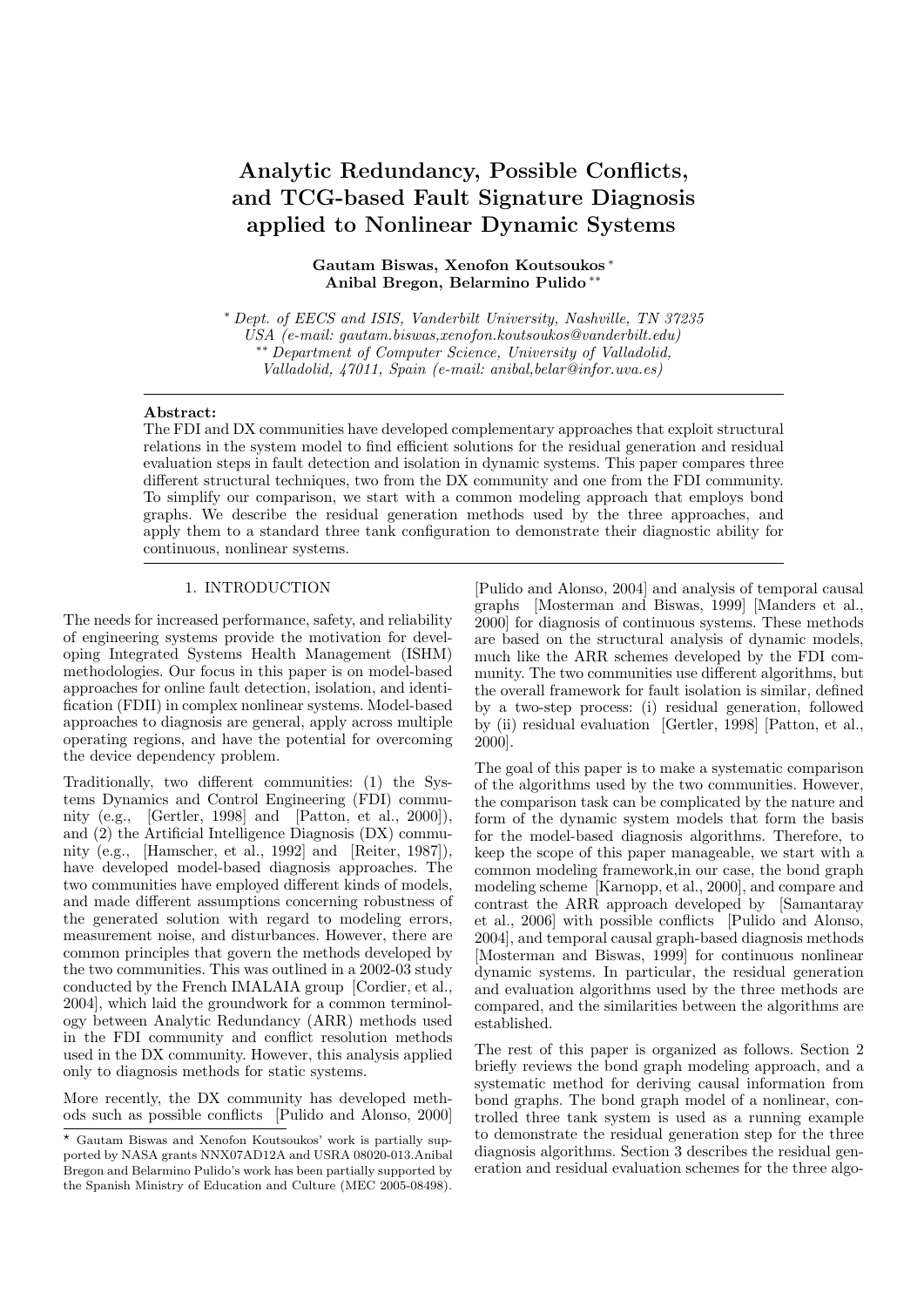# Analytic Redundancy, Possible Conflicts, and TCG-based Fault Signature Diagnosis applied to Nonlinear Dynamic Systems

**Gautam Biswas, Xenofon Koutsoukos** [*]
**Anibal Bregon, Belarmino Pulido** [**]

[*] *Dept. of EECS and ISIS, Vanderbilt University, Nashville, TN 37235 USA (e-mail: gautam.biswas,xenofon.koutsoukos@vanderbilt.edu)*
[**] *Department of Computer Science, University of Valladolid, Valladolid, 47011, Spain (e-mail: anibal,belar@infor.uva.es)*

**Abstract:**
The FDI and DX communities have developed complementary approaches that exploit structural relations in the system model to find efficient solutions for the residual generation and residual evaluation steps in fault detection and isolation in dynamic systems. This paper compares three different structural techniques, two from the DX community and one from the FDI community. To simplify our comparison, we start with a common modeling approach that employs bond graphs. We describe the residual generation methods used by the three approaches, and apply them to a standard three tank configuration to demonstrate their diagnostic ability for continuous, nonlinear systems.

## 1. INTRODUCTION

The needs for increased performance, safety, and reliability of engineering systems provide the motivation for developing Integrated Systems Health Management (ISHM) methodologies. Our focus in this paper is on model-based approaches for online fault detection, isolation, and identification (FDII) in complex nonlinear systems. Model-based approaches to diagnosis are general, apply across multiple operating regions, and have the potential for overcoming the device dependency problem.

Traditionally, two different communities: (1) the Systems Dynamics and Control Engineering (FDI) community (e.g., [Gertler, 1998] and [Patton, et al., 2000]), and (2) the Artificial Intelligence Diagnosis (DX) community (e.g., [Hamscher, et al., 1992] and [Reiter, 1987]), have developed model-based diagnosis approaches. The two communities have employed different kinds of models, and made different assumptions concerning robustness of the generated solution with regard to modeling errors, measurement noise, and disturbances. However, there are common principles that govern the methods developed by the two communities. This was outlined in a 2002-03 study conducted by the French IMALAIA group [Cordier, et al., 2004], which laid the groundwork for a common terminology between Analytic Redundancy (ARR) methods used in the FDI community and conflict resolution methods used in the DX community. However, this analysis applied only to diagnosis methods for static systems.

More recently, the DX community has developed methods such as possible conflicts [Pulido and Alonso, 2000] [Pulido and Alonso, 2004] and analysis of temporal causal graphs [Mosterman and Biswas, 1999] [Manders et al., 2000] for diagnosis of continuous systems. These methods are based on the structural analysis of dynamic models, much like the ARR schemes developed by the FDI community. The two communities use different algorithms, but the overall framework for fault isolation is similar, defined by a two-step process: (i) residual generation, followed by (ii) residual evaluation [Gertler, 1998] [Patton, et al., 2000].

The goal of this paper is to make a systematic comparison of the algorithms used by the two communities. However, the comparison task can be complicated by the nature and form of the dynamic system models that form the basis for the model-based diagnosis algorithms. Therefore, to keep the scope of this paper manageable, we start with a common modeling framework,in our case, the bond graph modeling scheme [Karnopp, et al., 2000], and compare and contrast the ARR approach developed by [Samantaray et al., 2006] with possible conflicts [Pulido and Alonso, 2004], and temporal causal graph-based diagnosis methods [Mosterman and Biswas, 1999] for continuous nonlinear dynamic systems. In particular, the residual generation and evaluation algorithms used by the three methods are compared, and the similarities between the algorithms are established.

The rest of this paper is organized as follows. Section 2 briefly reviews the bond graph modeling approach, and a systematic method for deriving causal information from bond graphs. The bond graph model of a nonlinear, controlled three tank system is used as a running example to demonstrate the residual generation step for the three diagnosis algorithms. Section 3 describes the residual generation and residual evaluation schemes for the three algo-

[*] Gautam Biswas and Xenofon Koutsoukos' work is partially supported by NASA grants NNX07AD12A and USRA 08020-013.Anibal Bregon and Belarmino Pulido's work has been partially supported by the Spanish Ministry of Education and Culture (MEC 2005-08498).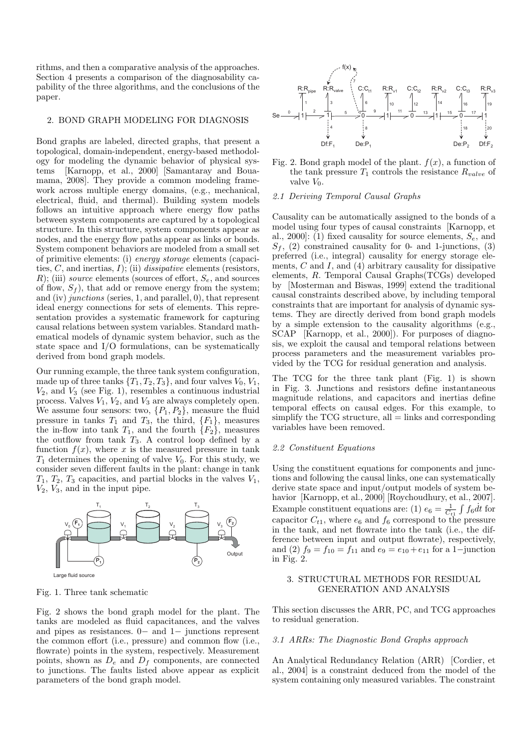rithms, and then a comparative analysis of the approaches. Section 4 presents a comparison of the diagnosability capability of the three algorithms, and the conclusions of the paper.

## 2. BOND GRAPH MODELING FOR DIAGNOSIS

Bond graphs are labeled, directed graphs, that present a topological, domain-independent, energy-based methodology for modeling the dynamic behavior of physical systems [Karnopp, et al., 2000] [Samantaray and Bouamama, 2008]. They provide a common modeling framework across multiple energy domains, (e.g., mechanical, electrical, fluid, and thermal). Building system models follows an intuitive approach where energy flow paths between system components are captured by a topological structure. In this structure, system components appear as nodes, and the energy flow paths appear as links or bonds. System component behaviors are modeled from a small set of primitive elements: (i) *energy storage* elements (capacities, $C$, and inertias, $I$); (ii) *dissipative* elements (resistors, $R$); (iii) *source* elements (sources of effort, $S_e$, and sources of flow, $S_f$), that add or remove energy from the system; and (iv) *junctions* (series, 1, and parallel, 0), that represent ideal energy connections for sets of elements. This representation provides a systematic framework for capturing causal relations between system variables. Standard mathematical models of dynamic system behavior, such as the state space and I/O formulations, can be systematically derived from bond graph models.

Our running example, the three tank system configuration, made up of three tanks $\{T_1, T_2, T_3\}$, and four valves $V_0$, $V_1$, $V_2$, and $V_3$ (see Fig. 1), resembles a continuous industrial process. Valves $V_1$, $V_2$, and $V_3$ are always completely open. We assume four sensors: two, $\{P_1, P_2\}$, measure the fluid pressure in tanks $T_1$ and $T_3$, the third, $\{F_1\}$, measures the in-flow into tank $T_1$, and the fourth $\{F_2\}$, measures the outflow from tank $T_3$. A control loop defined by a function $f(x)$, where $x$ is the measured pressure in tank $T_1$ determines the opening of valve $V_0$. For this study, we consider seven different faults in the plant: change in tank $T_1$, $T_2$, $T_3$ capacities, and partial blocks in the valves $V_1$, $V_2$, $V_3$, and in the input pipe.

Fig. 1. Three tank schematic

Fig. 2 shows the bond graph model for the plant. The tanks are modeled as fluid capacitances, and the valves and pipes as resistances. 0− and 1− junctions represent the common effort (i.e., pressure) and common flow (i.e., flowrate) points in the system, respectively. Measurement points, shown as $D_e$ and $D_f$ components, are connected to junctions. The faults listed above appear as explicit parameters of the bond graph model.

Fig. 2. Bond graph model of the plant. $f(x)$, a function of the tank pressure $T_1$ controls the resistance $R_{valve}$ of valve $V_0$.

### 2.1 Deriving Temporal Causal Graphs

Causality can be automatically assigned to the bonds of a model using four types of causal constraints [Karnopp, et al., 2000]: (1) fixed causality for source elements, $S_e$, and $S_f$, (2) constrained causality for 0- and 1-junctions, (3) preferred (i.e., integral) causality for energy storage elements, $C$ and $I$, and (4) arbitrary causality for dissipative elements, $R$. Temporal Causal Graphs(TCGs) developed by [Mosterman and Biswas, 1999] extend the traditional causal constraints described above, by including temporal constraints that are important for analysis of dynamic systems. They are directly derived from bond graph models by a simple extension to the causality algorithms (e.g., SCAP [Karnopp, et al., 2000]). For purposes of diagnosis, we exploit the causal and temporal relations between process parameters and the measurement variables provided by the TCG for residual generation and analysis.

The TCG for the three tank plant (Fig. 1) is shown in Fig. 3. Junctions and resistors define instantaneous magnitude relations, and capacitors and inertias define temporal effects on causal edges. For this example, to simplify the TCG structure, all = links and corresponding variables have been removed.

### 2.2 Constituent Equations

Using the constituent equations for components and junctions and following the causal links, one can systematically derive state space and input/output models of system behavior [Karnopp, et al., 2000] [Roychoudhury, et al., 2007]. Example constituent equations are: (1) $e_6 = \frac{1}{C_{t1}} \int f_6 dt$ for capacitor $C_{t1}$, where $e_6$ and $f_6$ correspond to the pressure in the tank, and net flowrate into the tank (i.e., the difference between input and output flowrate), respectively, and (2) $f_9 = f_{10} = f_{11}$ and $e_9 = e_{10} + e_{11}$ for a 1−junction in Fig. 2.

## 3. STRUCTURAL METHODS FOR RESIDUAL GENERATION AND ANALYSIS

This section discusses the ARR, PC, and TCG approaches to residual generation.

### 3.1 ARRs: The Diagnostic Bond Graphs approach

An Analytical Redundancy Relation (ARR) [Cordier, et al., 2004] is a constraint deduced from the model of the system containing only measured variables. The constraint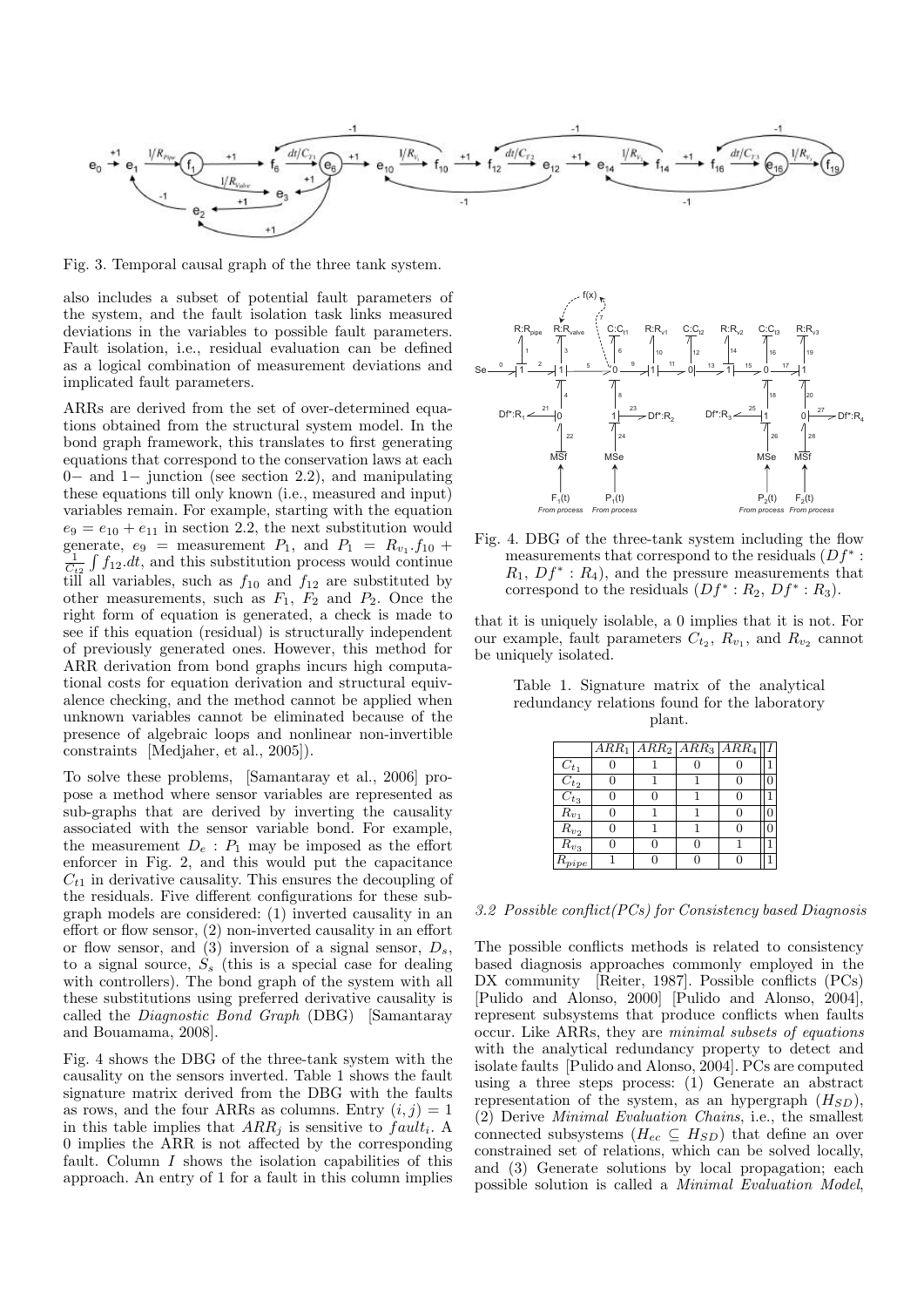Fig. 3. Temporal causal graph of the three tank system.

also includes a subset of potential fault parameters of the system, and the fault isolation task links measured deviations in the variables to possible fault parameters. Fault isolation, i.e., residual evaluation can be defined as a logical combination of measurement deviations and implicated fault parameters.

ARRs are derived from the set of over-determined equations obtained from the structural system model. In the bond graph framework, this translates to first generating equations that correspond to the conservation laws at each 0− and 1− junction (see section 2.2), and manipulating these equations till only known (i.e., measured and input) variables remain. For example, starting with the equation $e_9 = e_{10} + e_{11}$ in section 2.2, the next substitution would generate, $e_9$ = measurement $P_1$, and $P_1 = R_{v_1}.f_{10} + \frac{1}{C_{t2}} \int f_{12}.dt$, and this substitution process would continue till all variables, such as $f_{10}$ and $f_{12}$ are substituted by other measurements, such as $F_1$, $F_2$ and $P_2$. Once the right form of equation is generated, a check is made to see if this equation (residual) is structurally independent of previously generated ones. However, this method for ARR derivation from bond graphs incurs high computational costs for equation derivation and structural equivalence checking, and the method cannot be applied when unknown variables cannot be eliminated because of the presence of algebraic loops and nonlinear non-invertible constraints [Medjaher, et al., 2005]).

To solve these problems, [Samantaray et al., 2006] propose a method where sensor variables are represented as sub-graphs that are derived by inverting the causality associated with the sensor variable bond. For example, the measurement $D_e : P_1$ may be imposed as the effort enforcer in Fig. 2, and this would put the capacitance $C_{t1}$ in derivative causality. This ensures the decoupling of the residuals. Five different configurations for these subgraph models are considered: (1) inverted causality in an effort or flow sensor, (2) non-inverted causality in an effort or flow sensor, and (3) inversion of a signal sensor, $D_s$, to a signal source, $S_s$ (this is a special case for dealing with controllers). The bond graph of the system with all these substitutions using preferred derivative causality is called the *Diagnostic Bond Graph* (DBG) [Samantaray and Bouamama, 2008].

Fig. 4 shows the DBG of the three-tank system with the causality on the sensors inverted. Table 1 shows the fault signature matrix derived from the DBG with the faults as rows, and the four ARRs as columns. Entry $(i, j) = 1$ in this table implies that $ARR_j$ is sensitive to $fault_i$. A 0 implies the ARR is not affected by the corresponding fault. Column $I$ shows the isolation capabilities of this approach. An entry of 1 for a fault in this column implies that it is uniquely isolable, a 0 implies that it is not. For our example, fault parameters $C_{t_2}$, $R_{v_1}$, and $R_{v_2}$ cannot be uniquely isolated.

Fig. 4. DBG of the three-tank system including the flow measurements that correspond to the residuals ($Df^* : R_1$, $Df^* : R_4$), and the pressure measurements that correspond to the residuals ($Df^* : R_2$, $Df^* : R_3$).

Table 1. Signature matrix of the analytical redundancy relations found for the laboratory plant.

| | $ARR_1$ | $ARR_2$ | $ARR_3$ | $ARR_4$ | $I$ |
|---|---|---|---|---|---|
| $C_{t_1}$ | 0 | 1 | 0 | 0 | 1 |
| $C_{t_2}$ | 0 | 1 | 1 | 0 | 0 |
| $C_{t_3}$ | 0 | 0 | 1 | 0 | 1 |
| $R_{v_1}$ | 0 | 1 | 1 | 0 | 0 |
| $R_{v_2}$ | 0 | 1 | 1 | 0 | 0 |
| $R_{v_3}$ | 0 | 0 | 0 | 1 | 1 |
| $R_{pipe}$ | 1 | 0 | 0 | 0 | 1 |

### 3.2 Possible conflict(PCs) for Consistency based Diagnosis

The possible conflicts methods is related to consistency based diagnosis approaches commonly employed in the DX community [Reiter, 1987]. Possible conflicts (PCs) [Pulido and Alonso, 2000] [Pulido and Alonso, 2004], represent subsystems that produce conflicts when faults occur. Like ARRs, they are *minimal subsets of equations* with the analytical redundancy property to detect and isolate faults [Pulido and Alonso, 2004]. PCs are computed using a three steps process: (1) Generate an abstract representation of the system, as an hypergraph ($H_{SD}$), (2) Derive *Minimal Evaluation Chains*, i.e., the smallest connected subsystems ($H_{ec} \subseteq H_{SD}$) that define an over constrained set of relations, which can be solved locally, and (3) Generate solutions by local propagation; each possible solution is called a *Minimal Evaluation Model*,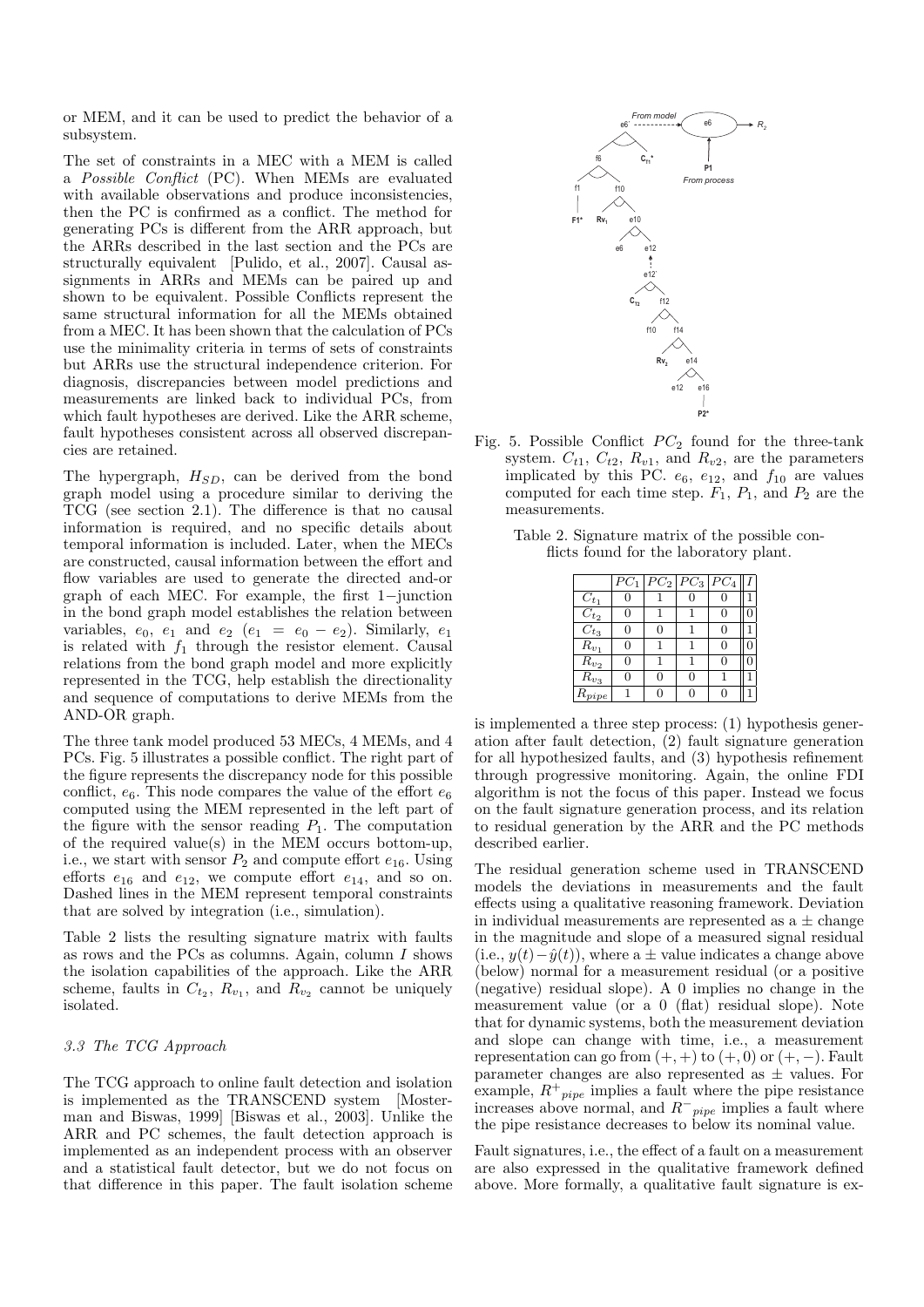or MEM, and it can be used to predict the behavior of a subsystem.

The set of constraints in a MEC with a MEM is called a *Possible Conflict* (PC). When MEMs are evaluated with available observations and produce inconsistencies, then the PC is confirmed as a conflict. The method for generating PCs is different from the ARR approach, but the ARRs described in the last section and the PCs are structurally equivalent [Pulido, et al., 2007]. Causal assignments in ARRs and MEMs can be paired up and shown to be equivalent. Possible Conflicts represent the same structural information for all the MEMs obtained from a MEC. It has been shown that the calculation of PCs use the minimality criteria in terms of sets of constraints but ARRs use the structural independence criterion. For diagnosis, discrepancies between model predictions and measurements are linked back to individual PCs, from which fault hypotheses are derived. Like the ARR scheme, fault hypotheses consistent across all observed discrepancies are retained.

The hypergraph, $H_{SD}$, can be derived from the bond graph model using a procedure similar to deriving the TCG (see section 2.1). The difference is that no causal information is required, and no specific details about temporal information is included. Later, when the MECs are constructed, causal information between the effort and flow variables are used to generate the directed and-or graph of each MEC. For example, the first 1−junction in the bond graph model establishes the relation between variables, $e_0$, $e_1$ and $e_2$ ($e_1 = e_0 - e_2$). Similarly, $e_1$ is related with $f_1$ through the resistor element. Causal relations from the bond graph model and more explicitly represented in the TCG, help establish the directionality and sequence of computations to derive MEMs from the AND-OR graph.

The three tank model produced 53 MECs, 4 MEMs, and 4 PCs. Fig. 5 illustrates a possible conflict. The right part of the figure represents the discrepancy node for this possible conflict, $e_6$. This node compares the value of the effort $e_6$ computed using the MEM represented in the left part of the figure with the sensor reading $P_1$. The computation of the required value(s) in the MEM occurs bottom-up, i.e., we start with sensor $P_2$ and compute effort $e_{16}$. Using efforts $e_{16}$ and $e_{12}$, we compute effort $e_{14}$, and so on. Dashed lines in the MEM represent temporal constraints that are solved by integration (i.e., simulation).

Table 2 lists the resulting signature matrix with faults as rows and the PCs as columns. Again, column $I$ shows the isolation capabilities of the approach. Like the ARR scheme, faults in $C_{t_2}$, $R_{v_1}$, and $R_{v_2}$ cannot be uniquely isolated.

### 3.3 The TCG Approach

The TCG approach to online fault detection and isolation is implemented as the TRANSCEND system [Mosterman and Biswas, 1999] [Biswas et al., 2003]. Unlike the ARR and PC schemes, the fault detection approach is implemented as an independent process with an observer and a statistical fault detector, but we do not focus on that difference in this paper. The fault isolation scheme is implemented a three step process: (1) hypothesis generation after fault detection, (2) fault signature generation for all hypothesized faults, and (3) hypothesis refinement through progressive monitoring. Again, the online FDI algorithm is not the focus of this paper. Instead we focus on the fault signature generation process, and its relation to residual generation by the ARR and the PC methods described earlier.

Fig. 5. Possible Conflict $PC_2$ found for the three-tank system. $C_{t1}$, $C_{t2}$, $R_{v1}$, and $R_{v2}$, are the parameters implicated by this PC. $e_6$, $e_{12}$, and $f_{10}$ are values computed for each time step. $F_1$, $P_1$, and $P_2$ are the measurements.

Table 2. Signature matrix of the possible conflicts found for the laboratory plant.

| | $PC_1$ | $PC_2$ | $PC_3$ | $PC_4$ | $I$ |
|---|---|---|---|---|---|
| $C_{t_1}$ | 0 | 1 | 0 | 0 | 1 |
| $C_{t_2}$ | 0 | 1 | 1 | 0 | 0 |
| $C_{t_3}$ | 0 | 0 | 1 | 0 | 1 |
| $R_{v_1}$ | 0 | 1 | 1 | 0 | 0 |
| $R_{v_2}$ | 0 | 1 | 1 | 0 | 0 |
| $R_{v_3}$ | 0 | 0 | 0 | 1 | 1 |
| $R_{pipe}$ | 1 | 0 | 0 | 0 | 1 |

The residual generation scheme used in TRANSCEND models the deviations in measurements and the fault effects using a qualitative reasoning framework. Deviation in individual measurements are represented as a ± change in the magnitude and slope of a measured signal residual (i.e., $y(t) - \hat{y}(t)$), where a ± value indicates a change above (below) normal for a measurement residual (or a positive (negative) residual slope). A 0 implies no change in the measurement value (or a 0 (flat) residual slope). Note that for dynamic systems, both the measurement deviation and slope can change with time, i.e., a measurement representation can go from $(+,+)$ to $(+,0)$ or $(+,-)$. Fault parameter changes are also represented as ± values. For example, $R^{+}_{pipe}$ implies a fault where the pipe resistance increases above normal, and $R^{-}_{pipe}$ implies a fault where the pipe resistance decreases to below its nominal value.

Fault signatures, i.e., the effect of a fault on a measurement are also expressed in the qualitative framework defined above. More formally, a qualitative fault signature is ex-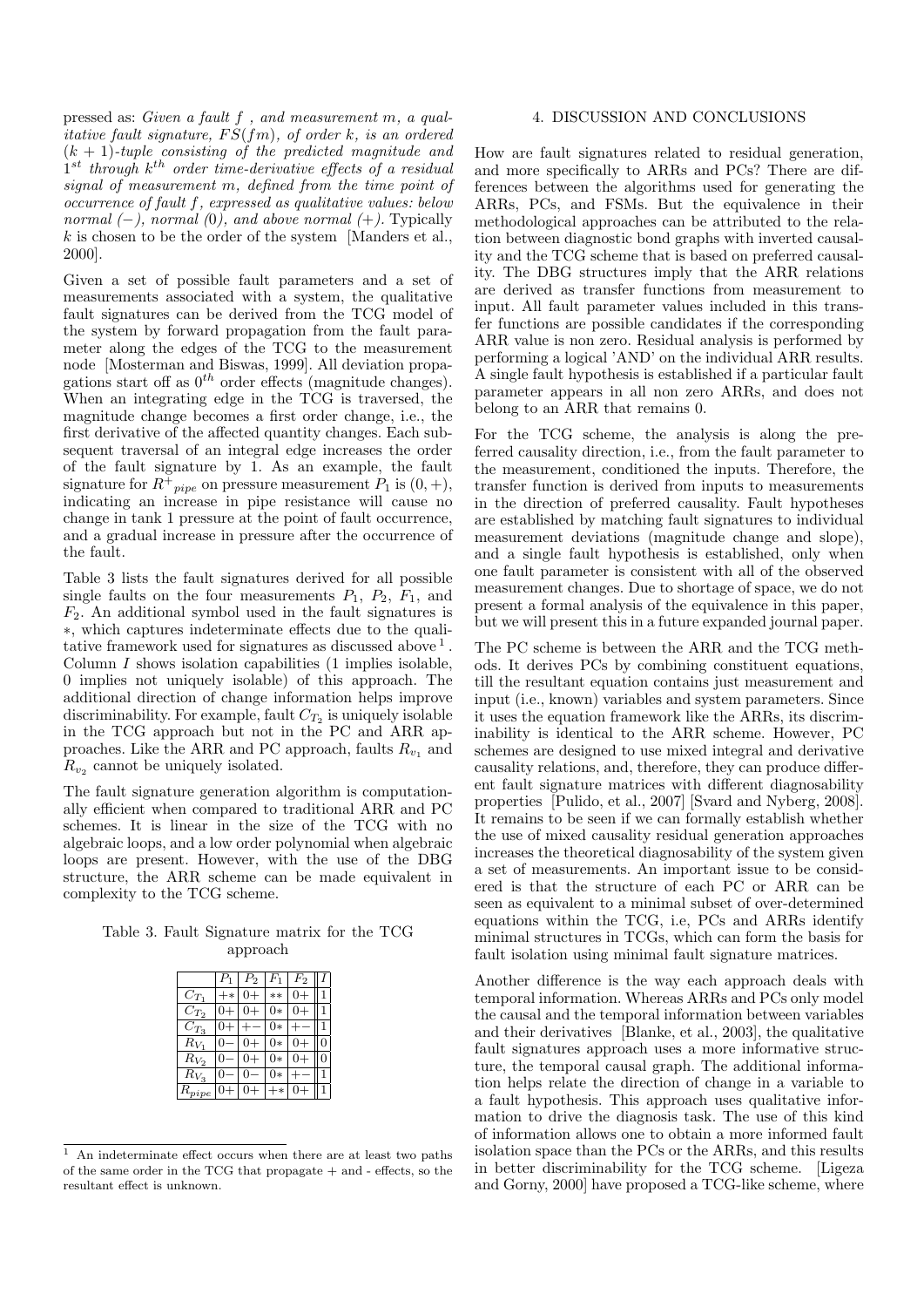pressed as: *Given a fault $f$ , and measurement $m$, a qualitative fault signature, $FS(fm)$, of order $k$, is an ordered $(k + 1)$-tuple consisting of the predicted magnitude and $1^{st}$ through $k^{th}$ order time-derivative effects of a residual signal of measurement $m$, defined from the time point of occurrence of fault $f$, expressed as qualitative values: below normal $(-)$, normal $(0)$, and above normal $(+)$.* Typically $k$ is chosen to be the order of the system [Manders et al., 2000].

Given a set of possible fault parameters and a set of measurements associated with a system, the qualitative fault signatures can be derived from the TCG model of the system by forward propagation from the fault parameter along the edges of the TCG to the measurement node [Mosterman and Biswas, 1999]. All deviation propagations start off as $0^{th}$ order effects (magnitude changes). When an integrating edge in the TCG is traversed, the magnitude change becomes a first order change, i.e., the first derivative of the affected quantity changes. Each subsequent traversal of an integral edge increases the order of the fault signature by 1. As an example, the fault signature for $R^{+}_{pipe}$ on pressure measurement $P_1$ is $(0, +)$, indicating an increase in pipe resistance will cause no change in tank 1 pressure at the point of fault occurrence, and a gradual increase in pressure after the occurrence of the fault.

Table 3 lists the fault signatures derived for all possible single faults on the four measurements $P_1$, $P_2$, $F_1$, and $F_2$. An additional symbol used in the fault signatures is $*$, which captures indeterminate effects due to the qualitative framework used for signatures as discussed above [1]. Column $I$ shows isolation capabilities (1 implies isolable, 0 implies not uniquely isolable) of this approach. The additional direction of change information helps improve discriminability. For example, fault $C_{T_2}$ is uniquely isolable in the TCG approach but not in the PC and ARR approaches. Like the ARR and PC approach, faults $R_{v_1}$ and $R_{v_2}$ cannot be uniquely isolated.

The fault signature generation algorithm is computationally efficient when compared to traditional ARR and PC schemes. It is linear in the size of the TCG with no algebraic loops, and a low order polynomial when algebraic loops are present. However, with the use of the DBG structure, the ARR scheme can be made equivalent in complexity to the TCG scheme.

Table 3. Fault Signature matrix for the TCG approach

| | $P_1$ | $P_2$ | $F_1$ | $F_2$ | $I$ |
|---|---|---|---|---|---|
| $C_{T_1}$ | $+*$ | $0+$ | $**$ | $0+$ | 1 |
| $C_{T_2}$ | $0+$ | $0+$ | $0*$ | $0+$ | 1 |
| $C_{T_3}$ | $0+$ | $+-$ | $0*$ | $+-$ | 1 |
| $R_{V_1}$ | $0-$ | $0+$ | $0*$ | $0+$ | 0 |
| $R_{V_2}$ | $0-$ | $0+$ | $0*$ | $0+$ | 0 |
| $R_{V_3}$ | $0-$ | $0-$ | $0*$ | $+-$ | 1 |
| $R_{pipe}$ | $0+$ | $0+$ | $+*$ | $0+$ | 1 |

[1] An indeterminate effect occurs when there are at least two paths of the same order in the TCG that propagate + and - effects, so the resultant effect is unknown.

## 4. DISCUSSION AND CONCLUSIONS

How are fault signatures related to residual generation, and more specifically to ARRs and PCs? There are differences between the algorithms used for generating the ARRs, PCs, and FSMs. But the equivalence in their methodological approaches can be attributed to the relation between diagnostic bond graphs with inverted causality and the TCG scheme that is based on preferred causality. The DBG structures imply that the ARR relations are derived as transfer functions from measurement to input. All fault parameter values included in this transfer functions are possible candidates if the corresponding ARR value is non zero. Residual analysis is performed by performing a logical 'AND' on the individual ARR results. A single fault hypothesis is established if a particular fault parameter appears in all non zero ARRs, and does not belong to an ARR that remains 0.

For the TCG scheme, the analysis is along the preferred causality direction, i.e., from the fault parameter to the measurement, conditioned the inputs. Therefore, the transfer function is derived from inputs to measurements in the direction of preferred causality. Fault hypotheses are established by matching fault signatures to individual measurement deviations (magnitude change and slope), and a single fault hypothesis is established, only when one fault parameter is consistent with all of the observed measurement changes. Due to shortage of space, we do not present a formal analysis of the equivalence in this paper, but we will present this in a future expanded journal paper.

The PC scheme is between the ARR and the TCG methods. It derives PCs by combining constituent equations, till the resultant equation contains just measurement and input (i.e., known) variables and system parameters. Since it uses the equation framework like the ARRs, its discriminability is identical to the ARR scheme. However, PC schemes are designed to use mixed integral and derivative causality relations, and, therefore, they can produce different fault signature matrices with different diagnosability properties [Pulido, et al., 2007] [Svard and Nyberg, 2008]. It remains to be seen if we can formally establish whether the use of mixed causality residual generation approaches increases the theoretical diagnosability of the system given a set of measurements. An important issue to be considered is that the structure of each PC or ARR can be seen as equivalent to a minimal subset of over-determined equations within the TCG, i.e, PCs and ARRs identify minimal structures in TCGs, which can form the basis for fault isolation using minimal fault signature matrices.

Another difference is the way each approach deals with temporal information. Whereas ARRs and PCs only model the causal and the temporal information between variables and their derivatives [Blanke, et al., 2003], the qualitative fault signatures approach uses a more informative structure, the temporal causal graph. The additional information helps relate the direction of change in a variable to a fault hypothesis. This approach uses qualitative information to drive the diagnosis task. The use of this kind of information allows one to obtain a more informed fault isolation space than the PCs or the ARRs, and this results in better discriminability for the TCG scheme. [Ligeza and Gorny, 2000] have proposed a TCG-like scheme, where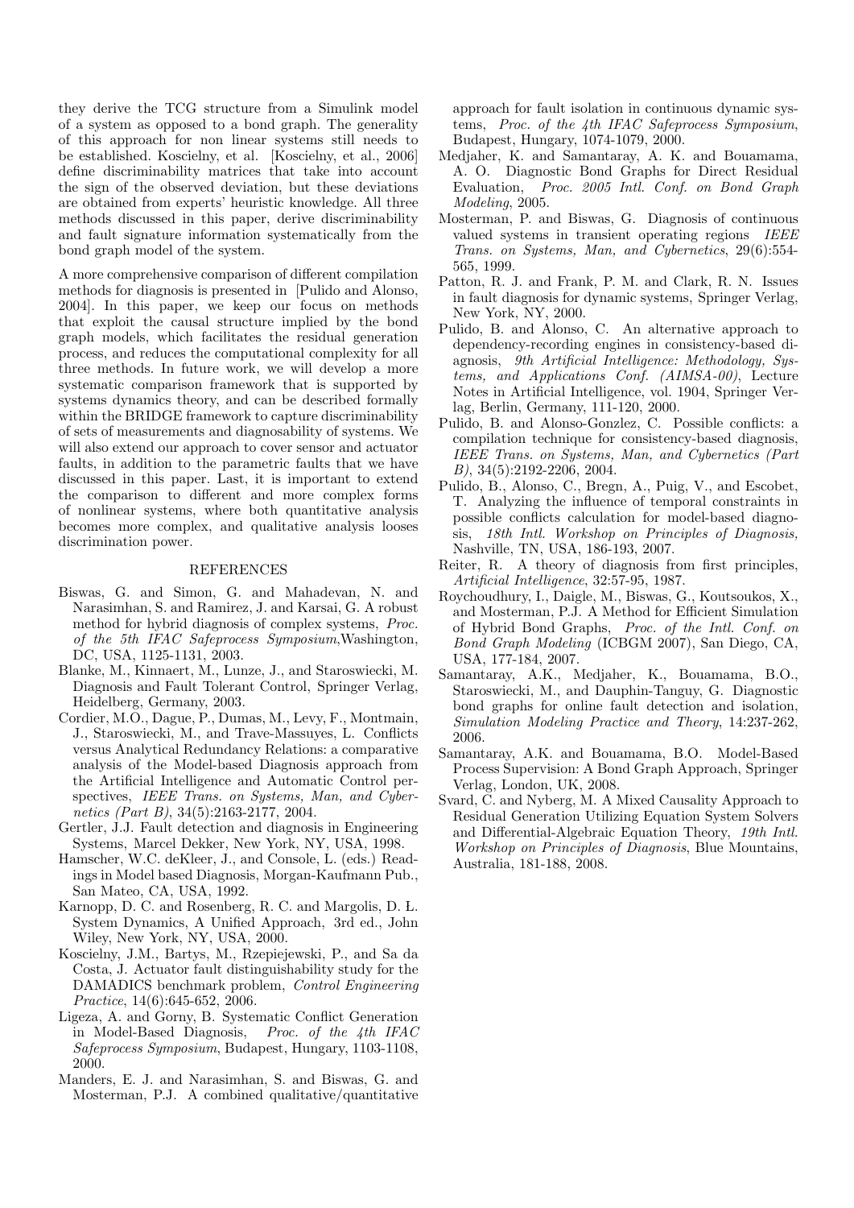they derive the TCG structure from a Simulink model of a system as opposed to a bond graph. The generality of this approach for non linear systems still needs to be established. Koscielny, et al. [Koscielny, et al., 2006] define discriminability matrices that take into account the sign of the observed deviation, but these deviations are obtained from experts' heuristic knowledge. All three methods discussed in this paper, derive discriminability and fault signature information systematically from the bond graph model of the system.

A more comprehensive comparison of different compilation methods for diagnosis is presented in [Pulido and Alonso, 2004]. In this paper, we keep our focus on methods that exploit the causal structure implied by the bond graph models, which facilitates the residual generation process, and reduces the computational complexity for all three methods. In future work, we will develop a more systematic comparison framework that is supported by systems dynamics theory, and can be described formally within the BRIDGE framework to capture discriminability of sets of measurements and diagnosability of systems. We will also extend our approach to cover sensor and actuator faults, in addition to the parametric faults that we have discussed in this paper. Last, it is important to extend the comparison to different and more complex forms of nonlinear systems, where both quantitative analysis becomes more complex, and qualitative analysis looses discrimination power.

## REFERENCES

Biswas, G. and Simon, G. and Mahadevan, N. and Narasimhan, S. and Ramirez, J. and Karsai, G. A robust method for hybrid diagnosis of complex systems, *Proc. of the 5th IFAC Safeprocess Symposium*,Washington, DC, USA, 1125-1131, 2003.

Blanke, M., Kinnaert, M., Lunze, J., and Staroswiecki, M. Diagnosis and Fault Tolerant Control, Springer Verlag, Heidelberg, Germany, 2003.

Cordier, M.O., Dague, P., Dumas, M., Levy, F., Montmain, J., Staroswiecki, M., and Trave-Massuyes, L. Conflicts versus Analytical Redundancy Relations: a comparative analysis of the Model-based Diagnosis approach from the Artificial Intelligence and Automatic Control perspectives, *IEEE Trans. on Systems, Man, and Cybernetics (Part B)*, 34(5):2163-2177, 2004.

Gertler, J.J. Fault detection and diagnosis in Engineering Systems, Marcel Dekker, New York, NY, USA, 1998.

Hamscher, W.C. deKleer, J., and Console, L. (eds.) Readings in Model based Diagnosis, Morgan-Kaufmann Pub., San Mateo, CA, USA, 1992.

Karnopp, D. C. and Rosenberg, R. C. and Margolis, D. L. System Dynamics, A Unified Approach, 3rd ed., John Wiley, New York, NY, USA, 2000.

Koscielny, J.M., Bartys, M., Rzepiejewski, P., and Sa da Costa, J. Actuator fault distinguishability study for the DAMADICS benchmark problem, *Control Engineering Practice*, 14(6):645-652, 2006.

Ligeza, A. and Gorny, B. Systematic Conflict Generation in Model-Based Diagnosis, *Proc. of the 4th IFAC Safeprocess Symposium*, Budapest, Hungary, 1103-1108, 2000.

Manders, E. J. and Narasimhan, S. and Biswas, G. and Mosterman, P.J. A combined qualitative/quantitative approach for fault isolation in continuous dynamic systems, *Proc. of the 4th IFAC Safeprocess Symposium*, Budapest, Hungary, 1074-1079, 2000.

Medjaher, K. and Samantaray, A. K. and Bouamama, A. O. Diagnostic Bond Graphs for Direct Residual Evaluation, *Proc. 2005 Intl. Conf. on Bond Graph Modeling*, 2005.

Mosterman, P. and Biswas, G. Diagnosis of continuous valued systems in transient operating regions *IEEE Trans. on Systems, Man, and Cybernetics*, 29(6):554-565, 1999.

Patton, R. J. and Frank, P. M. and Clark, R. N. Issues in fault diagnosis for dynamic systems, Springer Verlag, New York, NY, 2000.

Pulido, B. and Alonso, C. An alternative approach to dependency-recording engines in consistency-based diagnosis, *9th Artificial Intelligence: Methodology, Systems, and Applications Conf. (AIMSA-00)*, Lecture Notes in Artificial Intelligence, vol. 1904, Springer Verlag, Berlin, Germany, 111-120, 2000.

Pulido, B. and Alonso-Gonzlez, C. Possible conflicts: a compilation technique for consistency-based diagnosis, *IEEE Trans. on Systems, Man, and Cybernetics (Part B)*, 34(5):2192-2206, 2004.

Pulido, B., Alonso, C., Bregn, A., Puig, V., and Escobet, T. Analyzing the influence of temporal constraints in possible conflicts calculation for model-based diagnosis, *18th Intl. Workshop on Principles of Diagnosis,* Nashville, TN, USA, 186-193, 2007.

Reiter, R. A theory of diagnosis from first principles, *Artificial Intelligence*, 32:57-95, 1987.

Roychoudhury, I., Daigle, M., Biswas, G., Koutsoukos, X., and Mosterman, P.J. A Method for Efficient Simulation of Hybrid Bond Graphs, *Proc. of the Intl. Conf. on Bond Graph Modeling* (ICBGM 2007), San Diego, CA, USA, 177-184, 2007.

Samantaray, A.K., Medjaher, K., Bouamama, B.O., Staroswiecki, M., and Dauphin-Tanguy, G. Diagnostic bond graphs for online fault detection and isolation, *Simulation Modeling Practice and Theory*, 14:237-262, 2006.

Samantaray, A.K. and Bouamama, B.O. Model-Based Process Supervision: A Bond Graph Approach, Springer Verlag, London, UK, 2008.

Svard, C. and Nyberg, M. A Mixed Causality Approach to Residual Generation Utilizing Equation System Solvers and Differential-Algebraic Equation Theory, *19th Intl. Workshop on Principles of Diagnosis*, Blue Mountains, Australia, 181-188, 2008.